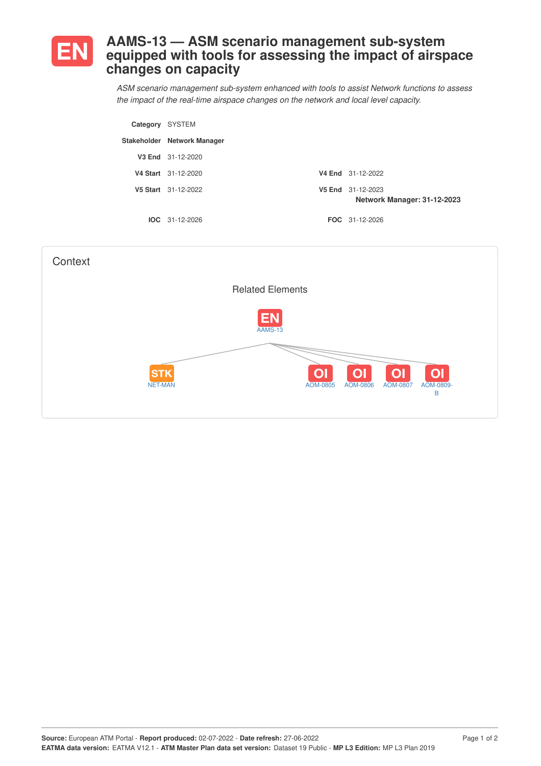# EN AAMS-13 — ASM scenario management sub-system equipped with tools for assessing the impact of airspace changes on capacity

*ASM scenario management sub-system enhanced with tools to assist Network functions to assess the impact of the real-time airspace changes on the network and local level capacity.*

| | | | |
|---|---|---|---|
| **Category** | SYSTEM | | |
| **Stakeholder** | **Network Manager** | | |
| **V3 End** | 31-12-2020 | | |
| **V4 Start** | 31-12-2020 | **V4 End** | 31-12-2022 |
| **V5 Start** | 31-12-2022 | **V5 End** | 31-12-2023<br>**Network Manager: 31-12-2023** |
| **IOC** | 31-12-2026 | **FOC** | 31-12-2026 |

## Context

Related Elements

EN AAMS-13

- STK NET-MAN
- OI AOM-0805
- OI AOM-0806
- OI AOM-0807
- OI AOM-0809-B

**Source:** European ATM Portal - **Report produced:** 02-07-2022 - **Date refresh:** 27-06-2022
**EATMA data version:** EATMA V12.1 - **ATM Master Plan data set version:** Dataset 19 Public - **MP L3 Edition:** MP L3 Plan 2019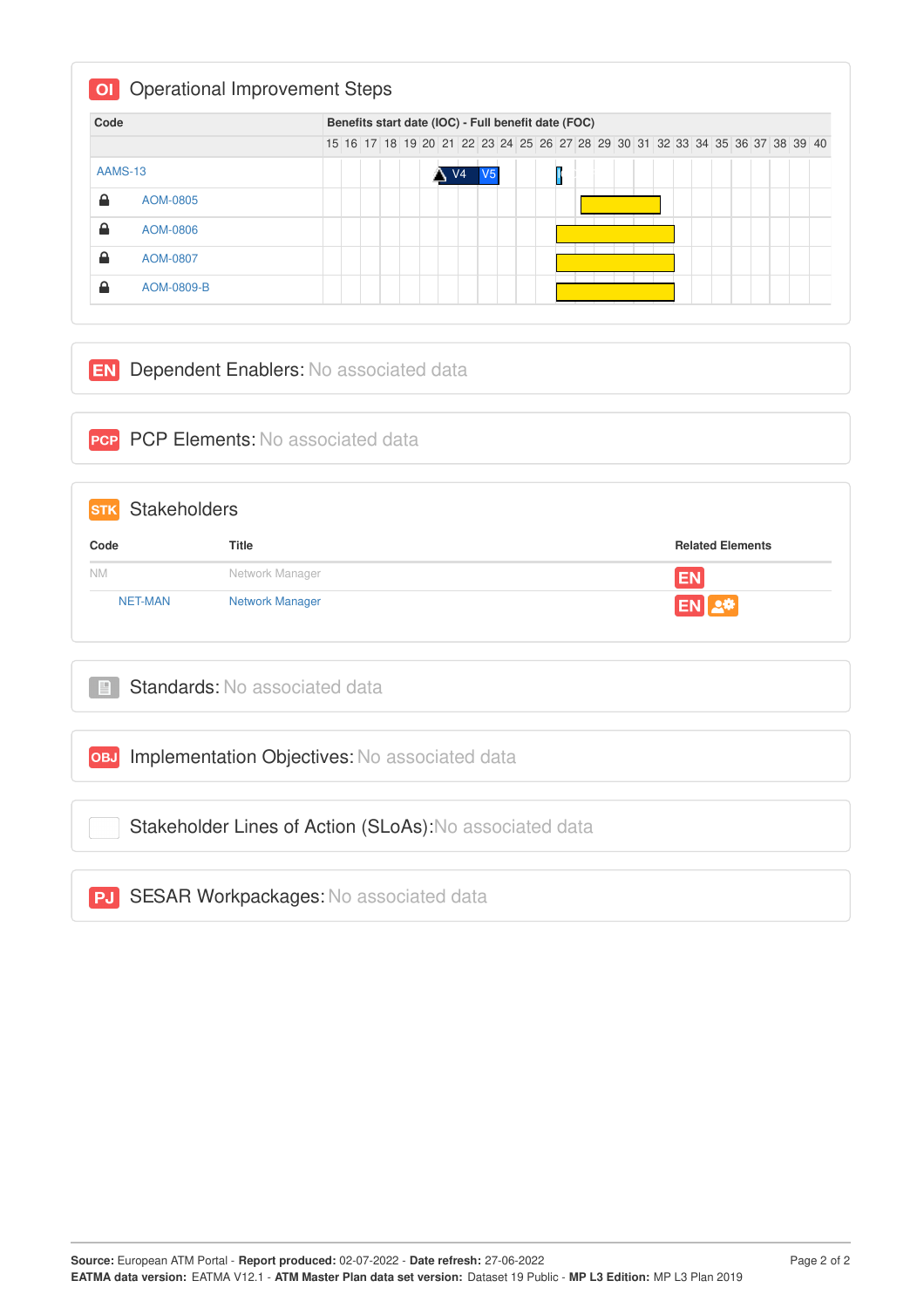## OI Operational Improvement Steps

| Code | Benefits start date (IOC) - Full benefit date (FOC) |
|---|---|
| | 15 16 17 18 19 20 21 22 23 24 25 26 27 28 29 30 31 32 33 34 35 36 37 38 39 40 |
| AAMS-13 | V4 V5 |
| AOM-0805 | |
| AOM-0806 | |
| AOM-0807 | |
| AOM-0809-B | |

## EN Dependent Enablers: No associated data

## PCP PCP Elements: No associated data

## STK Stakeholders

| Code | Title | Related Elements |
|---|---|---|
| NM | Network Manager | EN |
| NET-MAN | Network Manager | EN |

## Standards: No associated data

## OBJ Implementation Objectives: No associated data

## Stakeholder Lines of Action (SLoAs): No associated data

## PJ SESAR Workpackages: No associated data

**Source:** European ATM Portal - **Report produced:** 02-07-2022 - **Date refresh:** 27-06-2022
**EATMA data version:** EATMA V12.1 - **ATM Master Plan data set version:** Dataset 19 Public - **MP L3 Edition:** MP L3 Plan 2019